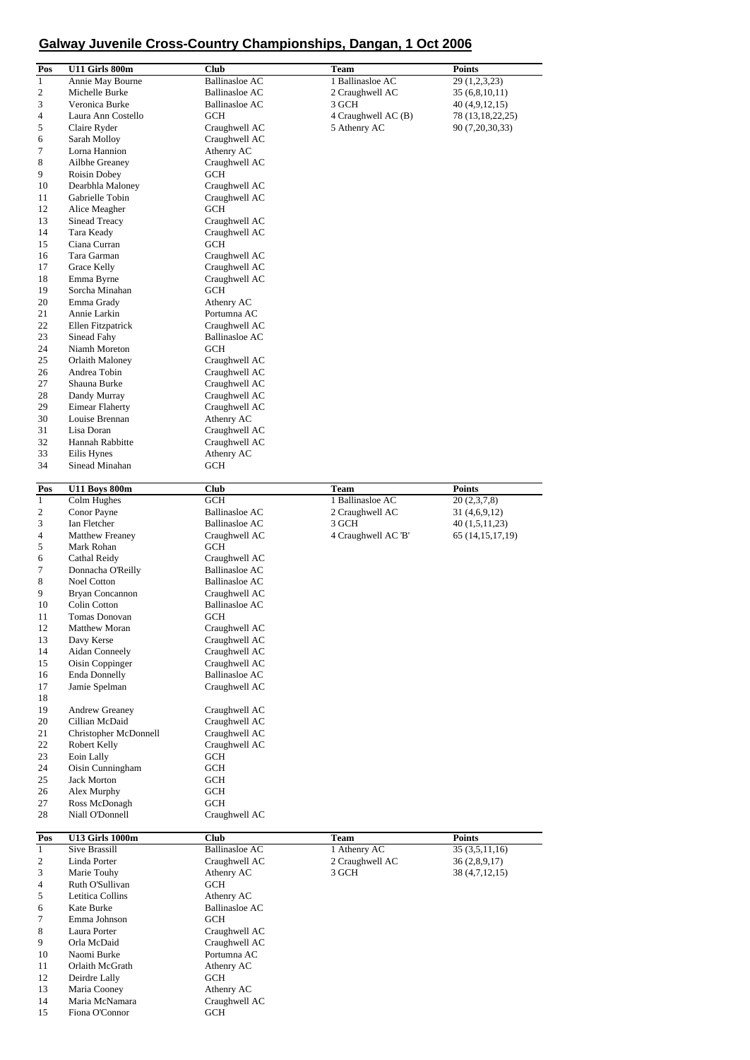# Galway Juvenile Cross-Country Championships, Dangan, 1 Oct 2006

| Pos | U11 Girls 800m | Club | Team | Points |
|---|---|---|---|---|
| 1 | Annie May Bourne | Ballinasloe AC | 1 Ballinasloe AC | 29 (1,2,3,23) |
| 2 | Michelle Burke | Ballinasloe AC | 2 Craughwell AC | 35 (6,8,10,11) |
| 3 | Veronica Burke | Ballinasloe AC | 3 GCH | 40 (4,9,12,15) |
| 4 | Laura Ann Costello | GCH | 4 Craughwell AC (B) | 78 (13,18,22,25) |
| 5 | Claire Ryder | Craughwell AC | 5 Athenry AC | 90 (7,20,30,33) |
| 6 | Sarah Molloy | Craughwell AC | | |
| 7 | Lorna Hannion | Athenry AC | | |
| 8 | Ailbhe Greaney | Craughwell AC | | |
| 9 | Roisin Dobey | GCH | | |
| 10 | Dearbhla Maloney | Craughwell AC | | |
| 11 | Gabrielle Tobin | Craughwell AC | | |
| 12 | Alice Meagher | GCH | | |
| 13 | Sinead Treacy | Craughwell AC | | |
| 14 | Tara Keady | Craughwell AC | | |
| 15 | Ciana Curran | GCH | | |
| 16 | Tara Garman | Craughwell AC | | |
| 17 | Grace Kelly | Craughwell AC | | |
| 18 | Emma Byrne | Craughwell AC | | |
| 19 | Sorcha Minahan | GCH | | |
| 20 | Emma Grady | Athenry AC | | |
| 21 | Annie Larkin | Portumna AC | | |
| 22 | Ellen Fitzpatrick | Craughwell AC | | |
| 23 | Sinead Fahy | Ballinasloe AC | | |
| 24 | Niamh Moreton | GCH | | |
| 25 | Orlaith Maloney | Craughwell AC | | |
| 26 | Andrea Tobin | Craughwell AC | | |
| 27 | Shauna Burke | Craughwell AC | | |
| 28 | Dandy Murray | Craughwell AC | | |
| 29 | Eimear Flaherty | Craughwell AC | | |
| 30 | Louise Brennan | Athenry AC | | |
| 31 | Lisa Doran | Craughwell AC | | |
| 32 | Hannah Rabbitte | Craughwell AC | | |
| 33 | Eilis Hynes | Athenry AC | | |
| 34 | Sinead Minahan | GCH | | |

| Pos | U11 Boys 800m | Club | Team | Points |
|---|---|---|---|---|
| 1 | Colm Hughes | GCH | 1 Ballinasloe AC | 20 (2,3,7,8) |
| 2 | Conor Payne | Ballinasloe AC | 2 Craughwell AC | 31 (4,6,9,12) |
| 3 | Ian Fletcher | Ballinasloe AC | 3 GCH | 40 (1,5,11,23) |
| 4 | Matthew Freaney | Craughwell AC | 4 Craughwell AC 'B' | 65 (14,15,17,19) |
| 5 | Mark Rohan | GCH | | |
| 6 | Cathal Reidy | Craughwell AC | | |
| 7 | Donnacha O'Reilly | Ballinasloe AC | | |
| 8 | Noel Cotton | Ballinasloe AC | | |
| 9 | Bryan Concannon | Craughwell AC | | |
| 10 | Colin Cotton | Ballinasloe AC | | |
| 11 | Tomas Donovan | GCH | | |
| 12 | Matthew Moran | Craughwell AC | | |
| 13 | Davy Kerse | Craughwell AC | | |
| 14 | Aidan Conneely | Craughwell AC | | |
| 15 | Oisin Coppinger | Craughwell AC | | |
| 16 | Enda Donnelly | Ballinasloe AC | | |
| 17 | Jamie Spelman | Craughwell AC | | |
| 18 | | | | |
| 19 | Andrew Greaney | Craughwell AC | | |
| 20 | Cillian McDaid | Craughwell AC | | |
| 21 | Christopher McDonnell | Craughwell AC | | |
| 22 | Robert Kelly | Craughwell AC | | |
| 23 | Eoin Lally | GCH | | |
| 24 | Oisin Cunningham | GCH | | |
| 25 | Jack Morton | GCH | | |
| 26 | Alex Murphy | GCH | | |
| 27 | Ross McDonagh | GCH | | |
| 28 | Niall O'Donnell | Craughwell AC | | |

| Pos | U13 Girls 1000m | Club | Team | Points |
|---|---|---|---|---|
| 1 | Sive Brassill | Ballinasloe AC | 1 Athenry AC | 35 (3,5,11,16) |
| 2 | Linda Porter | Craughwell AC | 2 Craughwell AC | 36 (2,8,9,17) |
| 3 | Marie Touhy | Athenry AC | 3 GCH | 38 (4,7,12,15) |
| 4 | Ruth O'Sullivan | GCH | | |
| 5 | Letitica Collins | Athenry AC | | |
| 6 | Kate Burke | Ballinasloe AC | | |
| 7 | Emma Johnson | GCH | | |
| 8 | Laura Porter | Craughwell AC | | |
| 9 | Orla McDaid | Craughwell AC | | |
| 10 | Naomi Burke | Portumna AC | | |
| 11 | Orlaith McGrath | Athenry AC | | |
| 12 | Deirdre Lally | GCH | | |
| 13 | Maria Cooney | Athenry AC | | |
| 14 | Maria McNamara | Craughwell AC | | |
| 15 | Fiona O'Connor | GCH | | |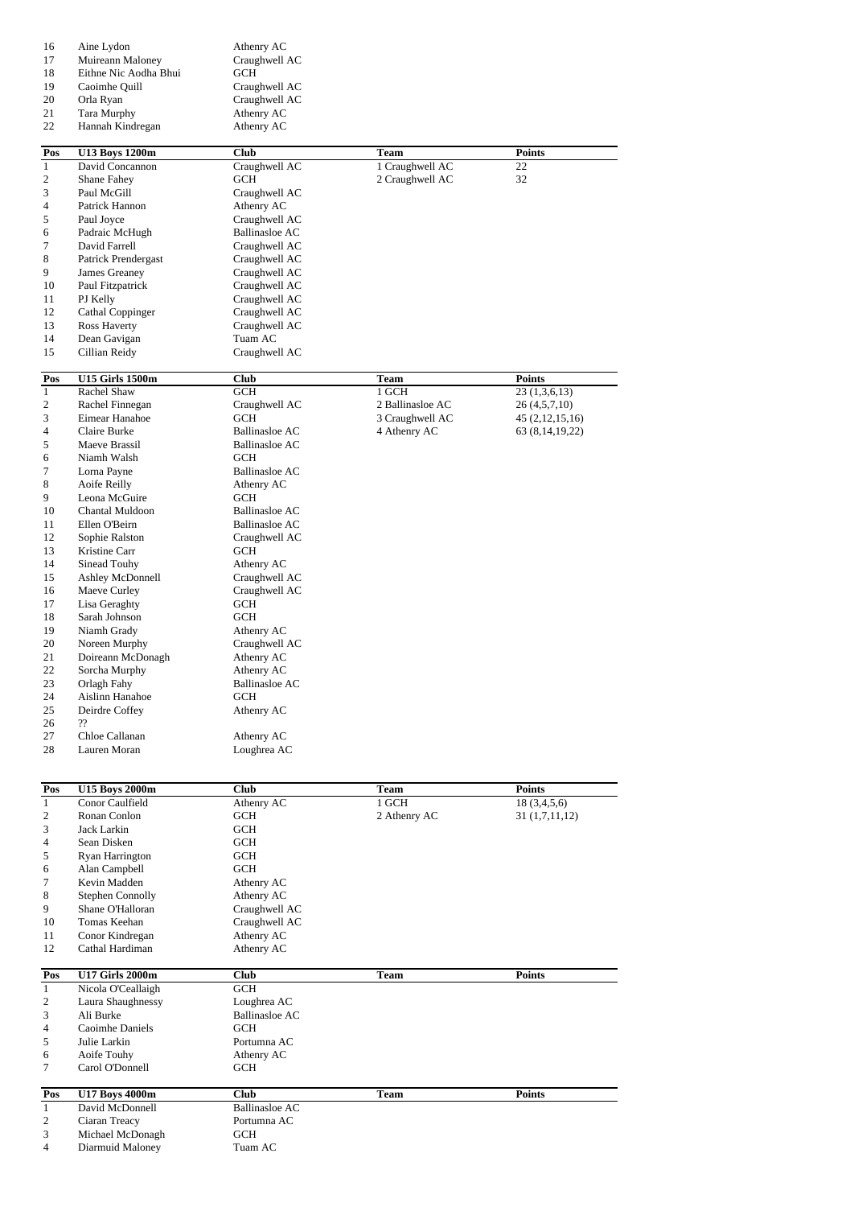| | | | | |
|---|---|---|---|---|
| 16 | Aine Lydon | Athenry AC | | |
| 17 | Muireann Maloney | Craughwell AC | | |
| 18 | Eithne Nic Aodha Bhui | GCH | | |
| 19 | Caoimhe Quill | Craughwell AC | | |
| 20 | Orla Ryan | Craughwell AC | | |
| 21 | Tara Murphy | Athenry AC | | |
| 22 | Hannah Kindregan | Athenry AC | | |

| Pos | U13 Boys 1200m | Club | Team | Points |
|---|---|---|---|---|
| 1 | David Concannon | Craughwell AC | 1 Craughwell AC | 22 |
| 2 | Shane Fahey | GCH | 2 Craughwell AC | 32 |
| 3 | Paul McGill | Craughwell AC | | |
| 4 | Patrick Hannon | Athenry AC | | |
| 5 | Paul Joyce | Craughwell AC | | |
| 6 | Padraic McHugh | Ballinasloe AC | | |
| 7 | David Farrell | Craughwell AC | | |
| 8 | Patrick Prendergast | Craughwell AC | | |
| 9 | James Greaney | Craughwell AC | | |
| 10 | Paul Fitzpatrick | Craughwell AC | | |
| 11 | PJ Kelly | Craughwell AC | | |
| 12 | Cathal Coppinger | Craughwell AC | | |
| 13 | Ross Haverty | Craughwell AC | | |
| 14 | Dean Gavigan | Tuam AC | | |
| 15 | Cillian Reidy | Craughwell AC | | |

| Pos | U15 Girls 1500m | Club | Team | Points |
|---|---|---|---|---|
| 1 | Rachel Shaw | GCH | 1 GCH | 23 (1,3,6,13) |
| 2 | Rachel Finnegan | Craughwell AC | 2 Ballinasloe AC | 26 (4,5,7,10) |
| 3 | Eimear Hanahoe | GCH | 3 Craughwell AC | 45 (2,12,15,16) |
| 4 | Claire Burke | Ballinasloe AC | 4 Athenry AC | 63 (8,14,19,22) |
| 5 | Maeve Brassil | Ballinasloe AC | | |
| 6 | Niamh Walsh | GCH | | |
| 7 | Lorna Payne | Ballinasloe AC | | |
| 8 | Aoife Reilly | Athenry AC | | |
| 9 | Leona McGuire | GCH | | |
| 10 | Chantal Muldoon | Ballinasloe AC | | |
| 11 | Ellen O'Beirn | Ballinasloe AC | | |
| 12 | Sophie Ralston | Craughwell AC | | |
| 13 | Kristine Carr | GCH | | |
| 14 | Sinead Touhy | Athenry AC | | |
| 15 | Ashley McDonnell | Craughwell AC | | |
| 16 | Maeve Curley | Craughwell AC | | |
| 17 | Lisa Geraghty | GCH | | |
| 18 | Sarah Johnson | GCH | | |
| 19 | Niamh Grady | Athenry AC | | |
| 20 | Noreen Murphy | Craughwell AC | | |
| 21 | Doireann McDonagh | Athenry AC | | |
| 22 | Sorcha Murphy | Athenry AC | | |
| 23 | Orlagh Fahy | Ballinasloe AC | | |
| 24 | Aislinn Hanahoe | GCH | | |
| 25 | Deirdre Coffey | Athenry AC | | |
| 26 | ?? | | | |
| 27 | Chloe Callanan | Athenry AC | | |
| 28 | Lauren Moran | Loughrea AC | | |

| Pos | U15 Boys 2000m | Club | Team | Points |
|---|---|---|---|---|
| 1 | Conor Caulfield | Athenry AC | 1 GCH | 18 (3,4,5,6) |
| 2 | Ronan Conlon | GCH | 2 Athenry AC | 31 (1,7,11,12) |
| 3 | Jack Larkin | GCH | | |
| 4 | Sean Disken | GCH | | |
| 5 | Ryan Harrington | GCH | | |
| 6 | Alan Campbell | GCH | | |
| 7 | Kevin Madden | Athenry AC | | |
| 8 | Stephen Connolly | Athenry AC | | |
| 9 | Shane O'Halloran | Craughwell AC | | |
| 10 | Tomas Keehan | Craughwell AC | | |
| 11 | Conor Kindregan | Athenry AC | | |
| 12 | Cathal Hardiman | Athenry AC | | |

| Pos | U17 Girls 2000m | Club | Team | Points |
|---|---|---|---|---|
| 1 | Nicola O'Ceallaigh | GCH | | |
| 2 | Laura Shaughnessy | Loughrea AC | | |
| 3 | Ali Burke | Ballinasloe AC | | |
| 4 | Caoimhe Daniels | GCH | | |
| 5 | Julie Larkin | Portumna AC | | |
| 6 | Aoife Touhy | Athenry AC | | |
| 7 | Carol O'Donnell | GCH | | |

| Pos | U17 Boys 4000m | Club | Team | Points |
|---|---|---|---|---|
| 1 | David McDonnell | Ballinasloe AC | | |
| 2 | Ciaran Treacy | Portumna AC | | |
| 3 | Michael McDonagh | GCH | | |
| 4 | Diarmuid Maloney | Tuam AC | | |